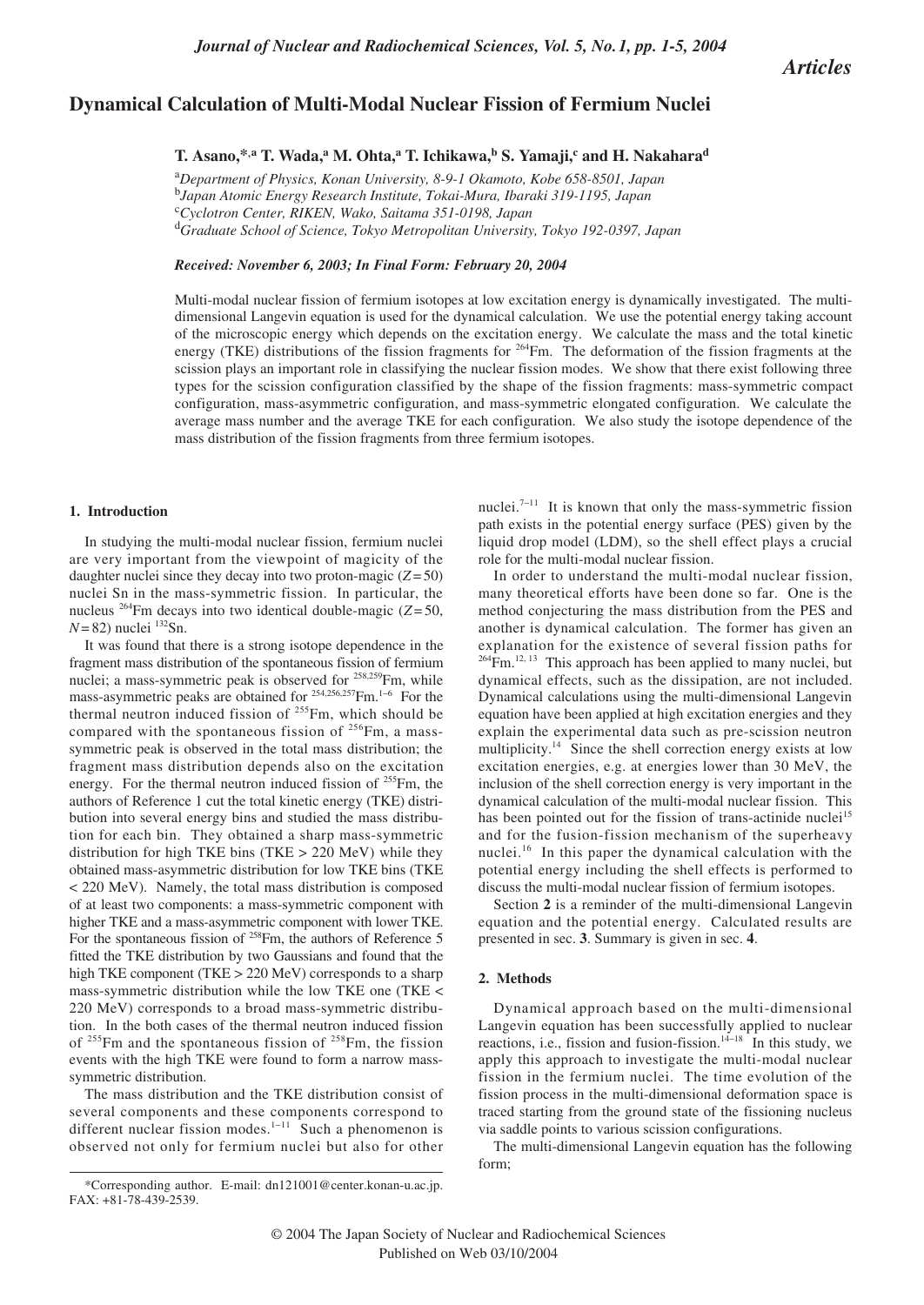*Articles*

# Dynamical Calculation of Multi-Modal Nuclear Fission of Fermium Nuclei

**T. Asano,\*,[a] T. Wada,[a] M. Ohta,[a] T. Ichikawa,[b] S. Yamaji,[c] and H. Nakahara[d]**

[a]*Department of Physics, Konan University, 8-9-1 Okamoto, Kobe 658-8501, Japan*
[b]*Japan Atomic Energy Research Institute, Tokai-Mura, Ibaraki 319-1195, Japan*
[c]*Cyclotron Center, RIKEN, Wako, Saitama 351-0198, Japan*
[d]*Graduate School of Science, Tokyo Metropolitan University, Tokyo 192-0397, Japan*

***Received: November 6, 2003; In Final Form: February 20, 2004***

Multi-modal nuclear fission of fermium isotopes at low excitation energy is dynamically investigated. The multi-dimensional Langevin equation is used for the dynamical calculation. We use the potential energy taking account of the microscopic energy which depends on the excitation energy. We calculate the mass and the total kinetic energy (TKE) distributions of the fission fragments for $^{264}$Fm. The deformation of the fission fragments at the scission plays an important role in classifying the nuclear fission modes. We show that there exist following three types for the scission configuration classified by the shape of the fission fragments: mass-symmetric compact configuration, mass-asymmetric configuration, and mass-symmetric elongated configuration. We calculate the average mass number and the average TKE for each configuration. We also study the isotope dependence of the mass distribution of the fission fragments from three fermium isotopes.

## 1. Introduction

In studying the multi-modal nuclear fission, fermium nuclei are very important from the viewpoint of magicity of the daughter nuclei since they decay into two proton-magic ($Z = 50$) nuclei Sn in the mass-symmetric fission. In particular, the nucleus $^{264}$Fm decays into two identical double-magic ($Z = 50$, $N = 82$) nuclei $^{132}$Sn.

It was found that there is a strong isotope dependence in the fragment mass distribution of the spontaneous fission of fermium nuclei; a mass-symmetric peak is observed for $^{258,259}$Fm, while mass-asymmetric peaks are obtained for $^{254,256,257}$Fm.[1–6] For the thermal neutron induced fission of $^{255}$Fm, which should be compared with the spontaneous fission of $^{256}$Fm, a mass-symmetric peak is observed in the total mass distribution; the fragment mass distribution depends also on the excitation energy. For the thermal neutron induced fission of $^{255}$Fm, the authors of Reference 1 cut the total kinetic energy (TKE) distribution into several energy bins and studied the mass distribution for each bin. They obtained a sharp mass-symmetric distribution for high TKE bins (TKE > 220 MeV) while they obtained mass-asymmetric distribution for low TKE bins (TKE < 220 MeV). Namely, the total mass distribution is composed of at least two components: a mass-symmetric component with higher TKE and a mass-asymmetric component with lower TKE. For the spontaneous fission of $^{258}$Fm, the authors of Reference 5 fitted the TKE distribution by two Gaussians and found that the high TKE component (TKE > 220 MeV) corresponds to a sharp mass-symmetric distribution while the low TKE one (TKE < 220 MeV) corresponds to a broad mass-symmetric distribution. In the both cases of the thermal neutron induced fission of $^{255}$Fm and the spontaneous fission of $^{258}$Fm, the fission events with the high TKE were found to form a narrow mass-symmetric distribution.

The mass distribution and the TKE distribution consist of several components and these components correspond to different nuclear fission modes.[1–11] Such a phenomenon is observed not only for fermium nuclei but also for other nuclei.[7–11] It is known that only the mass-symmetric fission path exists in the potential energy surface (PES) given by the liquid drop model (LDM), so the shell effect plays a crucial role for the multi-modal nuclear fission.

In order to understand the multi-modal nuclear fission, many theoretical efforts have been done so far. One is the method conjecturing the mass distribution from the PES and another is dynamical calculation. The former has given an explanation for the existence of several fission paths for $^{264}$Fm.[12, 13] This approach has been applied to many nuclei, but dynamical effects, such as the dissipation, are not included. Dynamical calculations using the multi-dimensional Langevin equation have been applied at high excitation energies and they explain the experimental data such as pre-scission neutron multiplicity.[14] Since the shell correction energy exists at low excitation energies, e.g. at energies lower than 30 MeV, the inclusion of the shell correction energy is very important in the dynamical calculation of the multi-modal nuclear fission. This has been pointed out for the fission of trans-actinide nuclei[15] and for the fusion-fission mechanism of the superheavy nuclei.[16] In this paper the dynamical calculation with the potential energy including the shell effects is performed to discuss the multi-modal nuclear fission of fermium isotopes.

Section **2** is a reminder of the multi-dimensional Langevin equation and the potential energy. Calculated results are presented in sec. **3**. Summary is given in sec. **4**.

## 2. Methods

Dynamical approach based on the multi-dimensional Langevin equation has been successfully applied to nuclear reactions, i.e., fission and fusion-fission.[14–18] In this study, we apply this approach to investigate the multi-modal nuclear fission in the fermium nuclei. The time evolution of the fission process in the multi-dimensional deformation space is traced starting from the ground state of the fissioning nucleus via saddle points to various scission configurations.

The multi-dimensional Langevin equation has the following form;

\*Corresponding author. E-mail: dn121001@center.konan-u.ac.jp. FAX: +81-78-439-2539.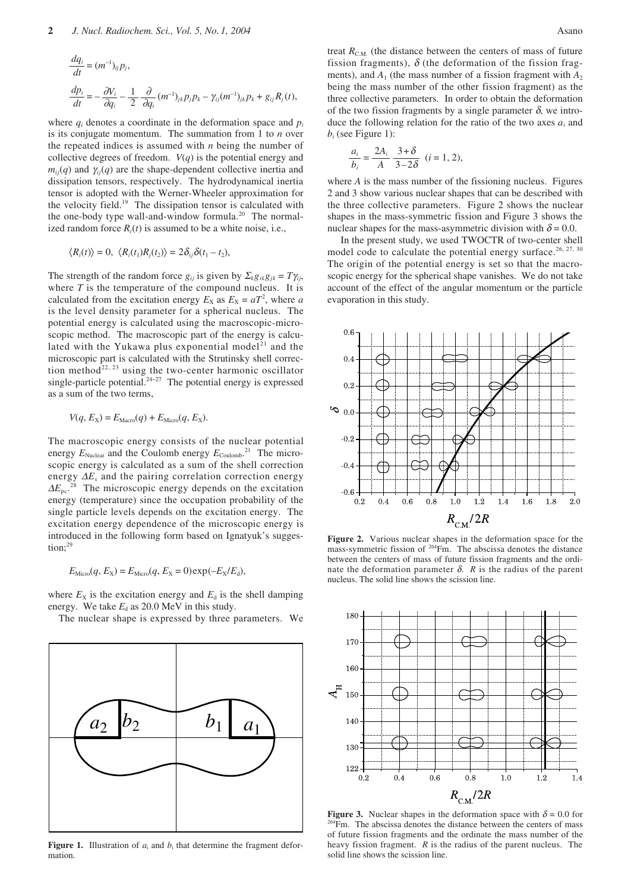$$\frac{dq_i}{dt} = (m^{-1})_{ij} p_j,$$

$$\frac{dp_i}{dt} = -\frac{\partial V_i}{\partial q_i} - \frac{1}{2}\frac{\partial}{\partial q_i}(m^{-1})_{jk} p_j p_k - \gamma_{ij}(m^{-1})_{jk} p_k + g_{ij} R_j(t),$$

where $q_i$ denotes a coordinate in the deformation space and $p_i$ is its conjugate momentum. The summation from 1 to $n$ over the repeated indices is assumed with $n$ being the number of collective degrees of freedom. $V(q)$ is the potential energy and $m_{ij}(q)$ and $\gamma_{ij}(q)$ are the shape-dependent collective inertia and dissipation tensors, respectively. The hydrodynamical inertia tensor is adopted with the Werner-Wheeler approximation for the velocity field.[19] The dissipation tensor is calculated with the one-body type wall-and-window formula.[20] The normalized random force $R_i(t)$ is assumed to be a white noise, i.e.,

$$\langle R_i(t)\rangle = 0,\ \langle R_i(t_1) R_j(t_2)\rangle = 2\delta_{ij}\delta(t_1 - t_2),$$

The strength of the random force $g_{ij}$ is given by $\Sigma_k g_{ik} g_{jk} = T\gamma_{ij}$, where $T$ is the temperature of the compound nucleus. It is calculated from the excitation energy $E_X$ as $E_X = aT^2$, where $a$ is the level density parameter for a spherical nucleus. The potential energy is calculated using the macroscopic-microscopic method. The macroscopic part of the energy is calculated with the Yukawa plus exponential model[21] and the microscopic part is calculated with the Strutinsky shell correction method[22, 23] using the two-center harmonic oscillator single-particle potential.[24–27] The potential energy is expressed as a sum of the two terms,

$$V(q, E_X) = E_{\mathrm{Macro}}(q) + E_{\mathrm{Micro}}(q, E_X).$$

The macroscopic energy consists of the nuclear potential energy $E_{\mathrm{Nuclear}}$ and the Coulomb energy $E_{\mathrm{Coulomb}}$.[21] The microscopic energy is calculated as a sum of the shell correction energy $\Delta E_s$ and the pairing correlation correction energy $\Delta E_{pc}$.[28] The microscopic energy depends on the excitation energy (temperature) since the occupation probability of the single particle levels depends on the excitation energy. The excitation energy dependence of the microscopic energy is introduced in the following form based on Ignatyuk's suggestion;[29]

$$E_{\mathrm{Micro}}(q, E_X) = E_{\mathrm{Micro}}(q, E_X = 0)\exp(-E_X/E_d),$$

where $E_X$ is the excitation energy and $E_d$ is the shell damping energy. We take $E_d$ as 20.0 MeV in this study.

The nuclear shape is expressed by three parameters. We treat $R_{\mathrm{C.M.}}$ (the distance between the centers of mass of future fission fragments), $\delta$ (the deformation of the fission fragments), and $A_1$ (the mass number of a fission fragment with $A_2$ being the mass number of the other fission fragment) as the three collective parameters. In order to obtain the deformation of the two fission fragments by a single parameter $\delta$, we introduce the following relation for the ratio of the two axes $a_i$ and $b_i$ (see Figure 1):

$$\frac{a_i}{b_i} = \frac{2A_i}{A}\,\frac{3+\delta}{3-2\delta}\ \ (i = 1, 2),$$

where $A$ is the mass number of the fissioning nucleus. Figures 2 and 3 show various nuclear shapes that can be described with the three collective parameters. Figure 2 shows the nuclear shapes in the mass-symmetric fission and Figure 3 shows the nuclear shapes for the mass-asymmetric division with $\delta = 0.0$.

In the present study, we used TWOCTR of two-center shell model code to calculate the potential energy surface.[26, 27, 30] The origin of the potential energy is set so that the macroscopic energy for the spherical shape vanishes. We do not take account of the effect of the angular momentum or the particle evaporation in this study.

**Figure 1.** Illustration of $a_i$ and $b_i$ that determine the fragment deformation.

**Figure 2.** Various nuclear shapes in the deformation space for the mass-symmetric fission of $^{264}$Fm. The abscissa denotes the distance between the centers of mass of future fission fragments and the ordinate the deformation parameter $\delta$. $R$ is the radius of the parent nucleus. The solid line shows the scission line.

**Figure 3.** Nuclear shapes in the deformation space with $\delta = 0.0$ for $^{264}$Fm. The abscissa denotes the distance between the centers of mass of future fission fragments and the ordinate the mass number of the heavy fission fragment. $R$ is the radius of the parent nucleus. The solid line shows the scission line.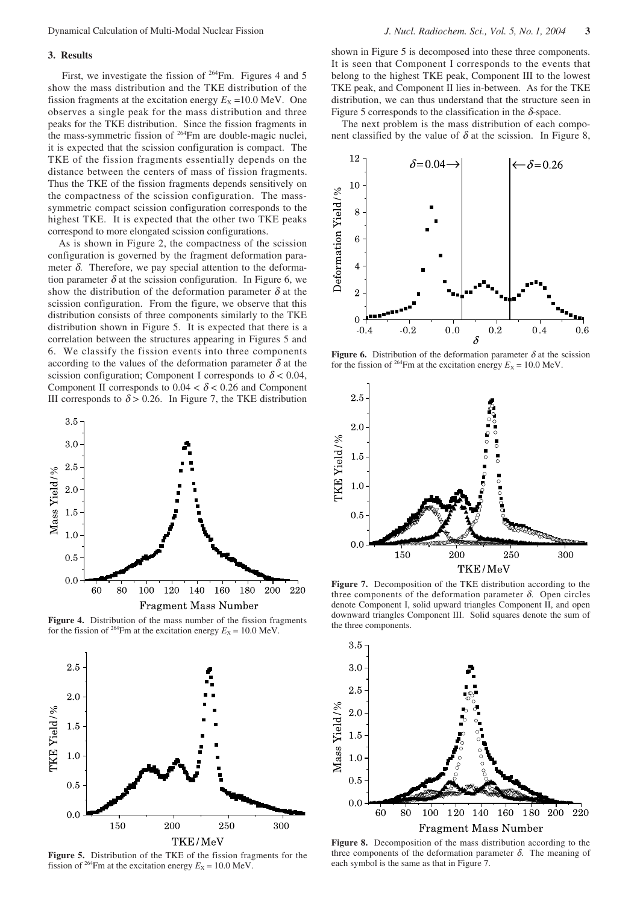## 3. Results

First, we investigate the fission of $^{264}$Fm. Figures 4 and 5 show the mass distribution and the TKE distribution of the fission fragments at the excitation energy $E_X$ =10.0 MeV. One observes a single peak for the mass distribution and three peaks for the TKE distribution. Since the fission fragments in the mass-symmetric fission of $^{264}$Fm are double-magic nuclei, it is expected that the scission configuration is compact. The TKE of the fission fragments essentially depends on the distance between the centers of mass of fission fragments. Thus the TKE of the fission fragments depends sensitively on the compactness of the scission configuration. The mass-symmetric compact scission configuration corresponds to the highest TKE. It is expected that the other two TKE peaks correspond to more elongated scission configurations.

As is shown in Figure 2, the compactness of the scission configuration is governed by the fragment deformation parameter $\delta$. Therefore, we pay special attention to the deformation parameter $\delta$ at the scission configuration. In Figure 6, we show the distribution of the deformation parameter $\delta$ at the scission configuration. From the figure, we observe that this distribution consists of three components similarly to the TKE distribution shown in Figure 5. It is expected that there is a correlation between the structures appearing in Figures 5 and 6. We classify the fission events into three components according to the values of the deformation parameter $\delta$ at the scission configuration; Component I corresponds to $\delta < 0.04$, Component II corresponds to $0.04 < \delta < 0.26$ and Component III corresponds to $\delta > 0.26$. In Figure 7, the TKE distribution shown in Figure 5 is decomposed into these three components. It is seen that Component I corresponds to the events that belong to the highest TKE peak, Component III to the lowest TKE peak, and Component II lies in-between. As for the TKE distribution, we can thus understand that the structure seen in Figure 5 corresponds to the classification in the $\delta$-space.

The next problem is the mass distribution of each component classified by the value of $\delta$ at the scission. In Figure 8,

**Figure 4.** Distribution of the mass number of the fission fragments for the fission of $^{264}$Fm at the excitation energy $E_X$ = 10.0 MeV.

**Figure 5.** Distribution of the TKE of the fission fragments for the fission of $^{264}$Fm at the excitation energy $E_X$ = 10.0 MeV.

**Figure 6.** Distribution of the deformation parameter $\delta$ at the scission for the fission of $^{264}$Fm at the excitation energy $E_X$ = 10.0 MeV.

**Figure 7.** Decomposition of the TKE distribution according to the three components of the deformation parameter $\delta$. Open circles denote Component I, solid upward triangles Component II, and open downward triangles Component III. Solid squares denote the sum of the three components.

**Figure 8.** Decomposition of the mass distribution according to the three components of the deformation parameter $\delta$. The meaning of each symbol is the same as that in Figure 7.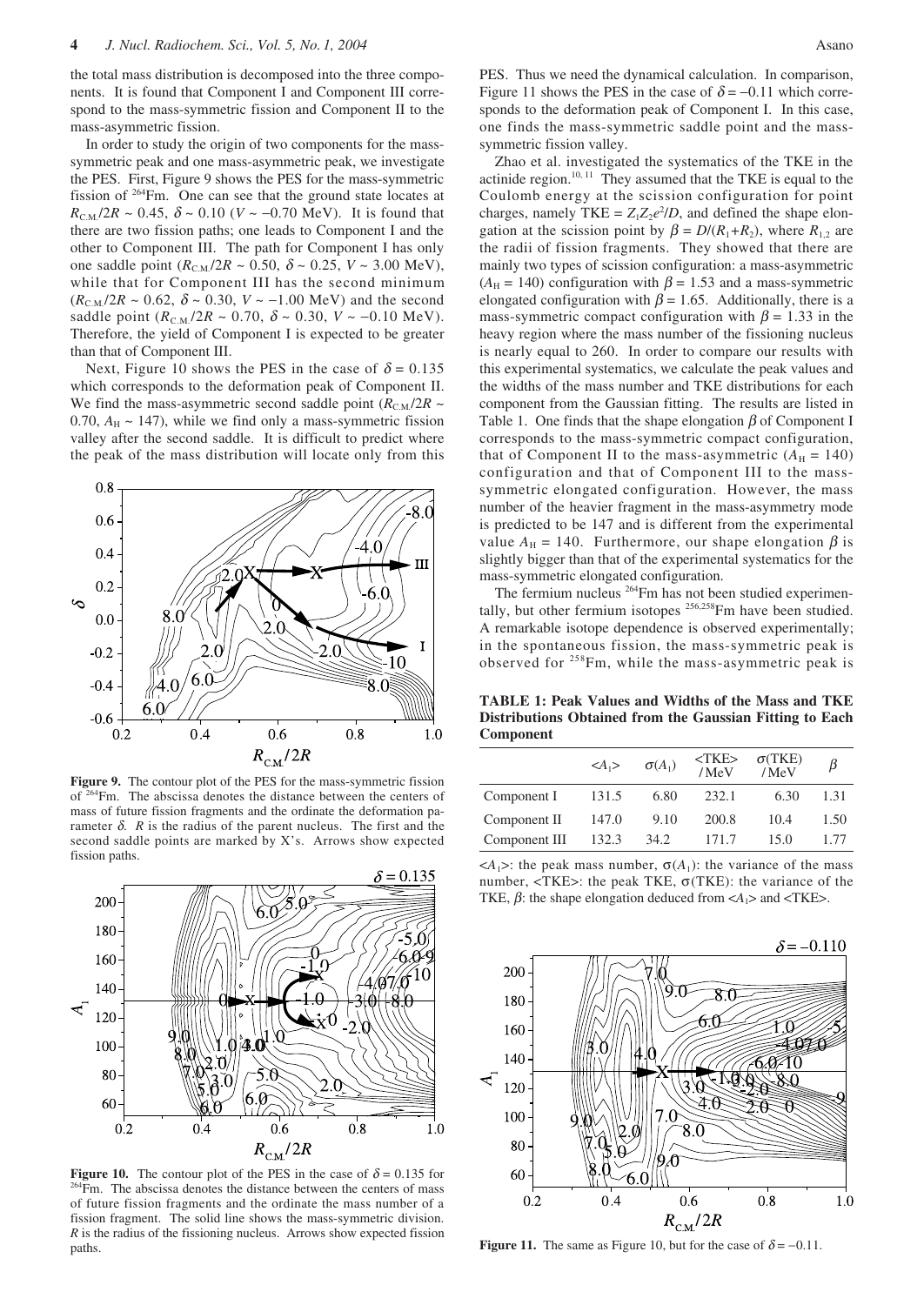the total mass distribution is decomposed into the three components. It is found that Component I and Component III correspond to the mass-symmetric fission and Component II to the mass-asymmetric fission.

In order to study the origin of two components for the mass-symmetric peak and one mass-asymmetric peak, we investigate the PES. First, Figure 9 shows the PES for the mass-symmetric fission of $^{264}$Fm. One can see that the ground state locates at $R_{C.M.}/2R \sim 0.45$, $\delta \sim 0.10$ ($V \sim -0.70$ MeV). It is found that there are two fission paths; one leads to Component I and the other to Component III. The path for Component I has only one saddle point ($R_{C.M.}/2R \sim 0.50$, $\delta \sim 0.25$, $V \sim 3.00$ MeV), while that for Component III has the second minimum ($R_{C.M.}/2R \sim 0.62$, $\delta \sim 0.30$, $V \sim -1.00$ MeV) and the second saddle point ($R_{C.M.}/2R \sim 0.70$, $\delta \sim 0.30$, $V \sim -0.10$ MeV). Therefore, the yield of Component I is expected to be greater than that of Component III.

Next, Figure 10 shows the PES in the case of $\delta = 0.135$ which corresponds to the deformation peak of Component II. We find the mass-asymmetric second saddle point ($R_{C.M.}/2R \sim 0.70$, $A_H \sim 147$), while we find only a mass-symmetric fission valley after the second saddle. It is difficult to predict where the peak of the mass distribution will locate only from this

**Figure 9.** The contour plot of the PES for the mass-symmetric fission of $^{264}$Fm. The abscissa denotes the distance between the centers of mass of future fission fragments and the ordinate the deformation parameter $\delta$. $R$ is the radius of the parent nucleus. The first and the second saddle points are marked by X's. Arrows show expected fission paths.

**Figure 10.** The contour plot of the PES in the case of $\delta = 0.135$ for $^{264}$Fm. The abscissa denotes the distance between the centers of mass of future fission fragments and the ordinate the mass number of a fission fragment. The solid line shows the mass-symmetric division. $R$ is the radius of the fissioning nucleus. Arrows show expected fission paths.

PES. Thus we need the dynamical calculation. In comparison, Figure 11 shows the PES in the case of $\delta = -0.11$ which corresponds to the deformation peak of Component I. In this case, one finds the mass-symmetric saddle point and the mass-symmetric fission valley.

Zhao et al. investigated the systematics of the TKE in the actinide region.[10, 11] They assumed that the TKE is equal to the Coulomb energy at the scission configuration for point charges, namely TKE = $Z_1Z_2e^2/D$, and defined the shape elongation at the scission point by $\beta = D/(R_1+R_2)$, where $R_{1,2}$ are the radii of fission fragments. They showed that there are mainly two types of scission configuration: a mass-asymmetric ($A_H = 140$) configuration with $\beta = 1.53$ and a mass-symmetric elongated configuration with $\beta = 1.65$. Additionally, there is a mass-symmetric compact configuration with $\beta = 1.33$ in the heavy region where the mass number of the fissioning nucleus is nearly equal to 260. In order to compare our results with this experimental systematics, we calculate the peak values and the widths of the mass number and TKE distributions for each component from the Gaussian fitting. The results are listed in Table 1. One finds that the shape elongation $\beta$ of Component I corresponds to the mass-symmetric compact configuration, that of Component II to the mass-asymmetric ($A_H = 140$) configuration and that of Component III to the mass-symmetric elongated configuration. However, the mass number of the heavier fragment in the mass-asymmetry mode is predicted to be 147 and is different from the experimental value $A_H = 140$. Furthermore, our shape elongation $\beta$ is slightly bigger than that of the experimental systematics for the mass-symmetric elongated configuration.

The fermium nucleus $^{264}$Fm has not been studied experimentally, but other fermium isotopes $^{256,258}$Fm have been studied. A remarkable isotope dependence is observed experimentally; in the spontaneous fission, the mass-symmetric peak is observed for $^{258}$Fm, while the mass-asymmetric peak is

**TABLE 1: Peak Values and Widths of the Mass and TKE Distributions Obtained from the Gaussian Fitting to Each Component**

| | $<A_1>$ | $\sigma(A_1)$ | <TKE> /MeV | $\sigma$(TKE) /MeV | $\beta$ |
|---|---|---|---|---|---|
| Component I | 131.5 | 6.80 | 232.1 | 6.30 | 1.31 |
| Component II | 147.0 | 9.10 | 200.8 | 10.4 | 1.50 |
| Component III | 132.3 | 34.2 | 171.7 | 15.0 | 1.77 |

$<A_1>$: the peak mass number, $\sigma(A_1)$: the variance of the mass number, <TKE>: the peak TKE, $\sigma$(TKE): the variance of the TKE, $\beta$: the shape elongation deduced from $<A_1>$ and <TKE>.

**Figure 11.** The same as Figure 10, but for the case of $\delta = -0.11$.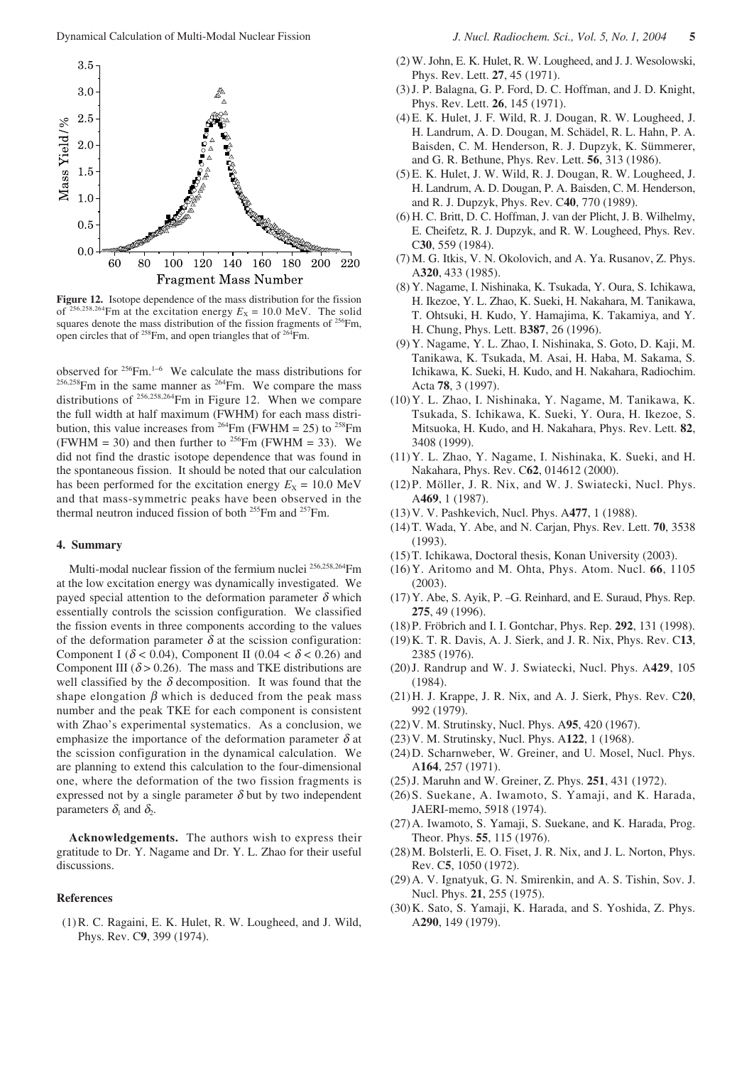Mass Yield / %

3.5
3.0
2.5
2.0
1.5
1.0
0.5
0.0

60 80 100 120 140 160 180 200 220

Fragment Mass Number

**Figure 12.** Isotope dependence of the mass distribution for the fission of $^{256,258,264}$Fm at the excitation energy $E_X$ = 10.0 MeV. The solid squares denote the mass distribution of the fission fragments of $^{256}$Fm, open circles that of $^{258}$Fm, and open triangles that of $^{264}$Fm.

observed for $^{256}$Fm.[1–6] We calculate the mass distributions for $^{256,258}$Fm in the same manner as $^{264}$Fm. We compare the mass distributions of $^{256,258,264}$Fm in Figure 12. When we compare the full width at half maximum (FWHM) for each mass distribution, this value increases from $^{264}$Fm (FWHM = 25) to $^{258}$Fm (FWHM = 30) and then further to $^{256}$Fm (FWHM = 33). We did not find the drastic isotope dependence that was found in the spontaneous fission. It should be noted that our calculation has been performed for the excitation energy $E_X$ = 10.0 MeV and that mass-symmetric peaks have been observed in the thermal neutron induced fission of both $^{255}$Fm and $^{257}$Fm.

## 4. Summary

Multi-modal nuclear fission of the fermium nuclei $^{256,258,264}$Fm at the low excitation energy was dynamically investigated. We payed special attention to the deformation parameter $\delta$ which essentially controls the scission configuration. We classified the fission events in three components according to the values of the deformation parameter $\delta$ at the scission configuration: Component I ($\delta < 0.04$), Component II ($0.04 < \delta < 0.26$) and Component III ($\delta > 0.26$). The mass and TKE distributions are well classified by the $\delta$ decomposition. It was found that the shape elongation $\beta$ which is deduced from the peak mass number and the peak TKE for each component is consistent with Zhao's experimental systematics. As a conclusion, we emphasize the importance of the deformation parameter $\delta$ at the scission configuration in the dynamical calculation. We are planning to extend this calculation to the four-dimensional one, where the deformation of the two fission fragments is expressed not by a single parameter $\delta$ but by two independent parameters $\delta_1$ and $\delta_2$.

**Acknowledgements.** The authors wish to express their gratitude to Dr. Y. Nagame and Dr. Y. L. Zhao for their useful discussions.

## References

(1) R. C. Ragaini, E. K. Hulet, R. W. Lougheed, and J. Wild, Phys. Rev. C**9**, 399 (1974).

(2) W. John, E. K. Hulet, R. W. Lougheed, and J. J. Wesolowski, Phys. Rev. Lett. **27**, 45 (1971).

(3) J. P. Balagna, G. P. Ford, D. C. Hoffman, and J. D. Knight, Phys. Rev. Lett. **26**, 145 (1971).

(4) E. K. Hulet, J. F. Wild, R. J. Dougan, R. W. Lougheed, J. H. Landrum, A. D. Dougan, M. Schädel, R. L. Hahn, P. A. Baisden, C. M. Henderson, R. J. Dupzyk, K. Sümmerer, and G. R. Bethune, Phys. Rev. Lett. **56**, 313 (1986).

(5) E. K. Hulet, J. W. Wild, R. J. Dougan, R. W. Lougheed, J. H. Landrum, A. D. Dougan, P. A. Baisden, C. M. Henderson, and R. J. Dupzyk, Phys. Rev. C**40**, 770 (1989).

(6) H. C. Britt, D. C. Hoffman, J. van der Plicht, J. B. Wilhelmy, E. Cheifetz, R. J. Dupzyk, and R. W. Lougheed, Phys. Rev. C**30**, 559 (1984).

(7) M. G. Itkis, V. N. Okolovich, and A. Ya. Rusanov, Z. Phys. A**320**, 433 (1985).

(8) Y. Nagame, I. Nishinaka, K. Tsukada, Y. Oura, S. Ichikawa, H. Ikezoe, Y. L. Zhao, K. Sueki, H. Nakahara, M. Tanikawa, T. Ohtsuki, H. Kudo, Y. Hamajima, K. Takamiya, and Y. H. Chung, Phys. Lett. B**387**, 26 (1996).

(9) Y. Nagame, Y. L. Zhao, I. Nishinaka, S. Goto, D. Kaji, M. Tanikawa, K. Tsukada, M. Asai, H. Haba, M. Sakama, S. Ichikawa, K. Sueki, H. Kudo, and H. Nakahara, Radiochim. Acta **78**, 3 (1997).

(10) Y. L. Zhao, I. Nishinaka, Y. Nagame, M. Tanikawa, K. Tsukada, S. Ichikawa, K. Sueki, Y. Oura, H. Ikezoe, S. Mitsuoka, H. Kudo, and H. Nakahara, Phys. Rev. Lett. **82**, 3408 (1999).

(11) Y. L. Zhao, Y. Nagame, I. Nishinaka, K. Sueki, and H. Nakahara, Phys. Rev. C**62**, 014612 (2000).

(12) P. Möller, J. R. Nix, and W. J. Swiatecki, Nucl. Phys. A**469**, 1 (1987).

(13) V. V. Pashkevich, Nucl. Phys. A**477**, 1 (1988).

(14) T. Wada, Y. Abe, and N. Carjan, Phys. Rev. Lett. **70**, 3538 (1993).

(15) T. Ichikawa, Doctoral thesis, Konan University (2003).

(16) Y. Aritomo and M. Ohta, Phys. Atom. Nucl. **66**, 1105 (2003).

(17) Y. Abe, S. Ayik, P. –G. Reinhard, and E. Suraud, Phys. Rep. **275**, 49 (1996).

(18) P. Fröbrich and I. I. Gontchar, Phys. Rep. **292**, 131 (1998).

(19) K. T. R. Davis, A. J. Sierk, and J. R. Nix, Phys. Rev. C**13**, 2385 (1976).

(20) J. Randrup and W. J. Swiatecki, Nucl. Phys. A**429**, 105 (1984).

(21) H. J. Krappe, J. R. Nix, and A. J. Sierk, Phys. Rev. C**20**, 992 (1979).

(22) V. M. Strutinsky, Nucl. Phys. A**95**, 420 (1967).

(23) V. M. Strutinsky, Nucl. Phys. A**122**, 1 (1968).

(24) D. Scharnweber, W. Greiner, and U. Mosel, Nucl. Phys. A**164**, 257 (1971).

(25) J. Maruhn and W. Greiner, Z. Phys. **251**, 431 (1972).

(26) S. Suekane, A. Iwamoto, S. Yamaji, and K. Harada, JAERI-memo, 5918 (1974).

(27) A. Iwamoto, S. Yamaji, S. Suekane, and K. Harada, Prog. Theor. Phys. **55**, 115 (1976).

(28) M. Bolsterli, E. O. Fiset, J. R. Nix, and J. L. Norton, Phys. Rev. C**5**, 1050 (1972).

(29) A. V. Ignatyuk, G. N. Smirenkin, and A. S. Tishin, Sov. J. Nucl. Phys. **21**, 255 (1975).

(30) K. Sato, S. Yamaji, K. Harada, and S. Yoshida, Z. Phys. A**290**, 149 (1979).